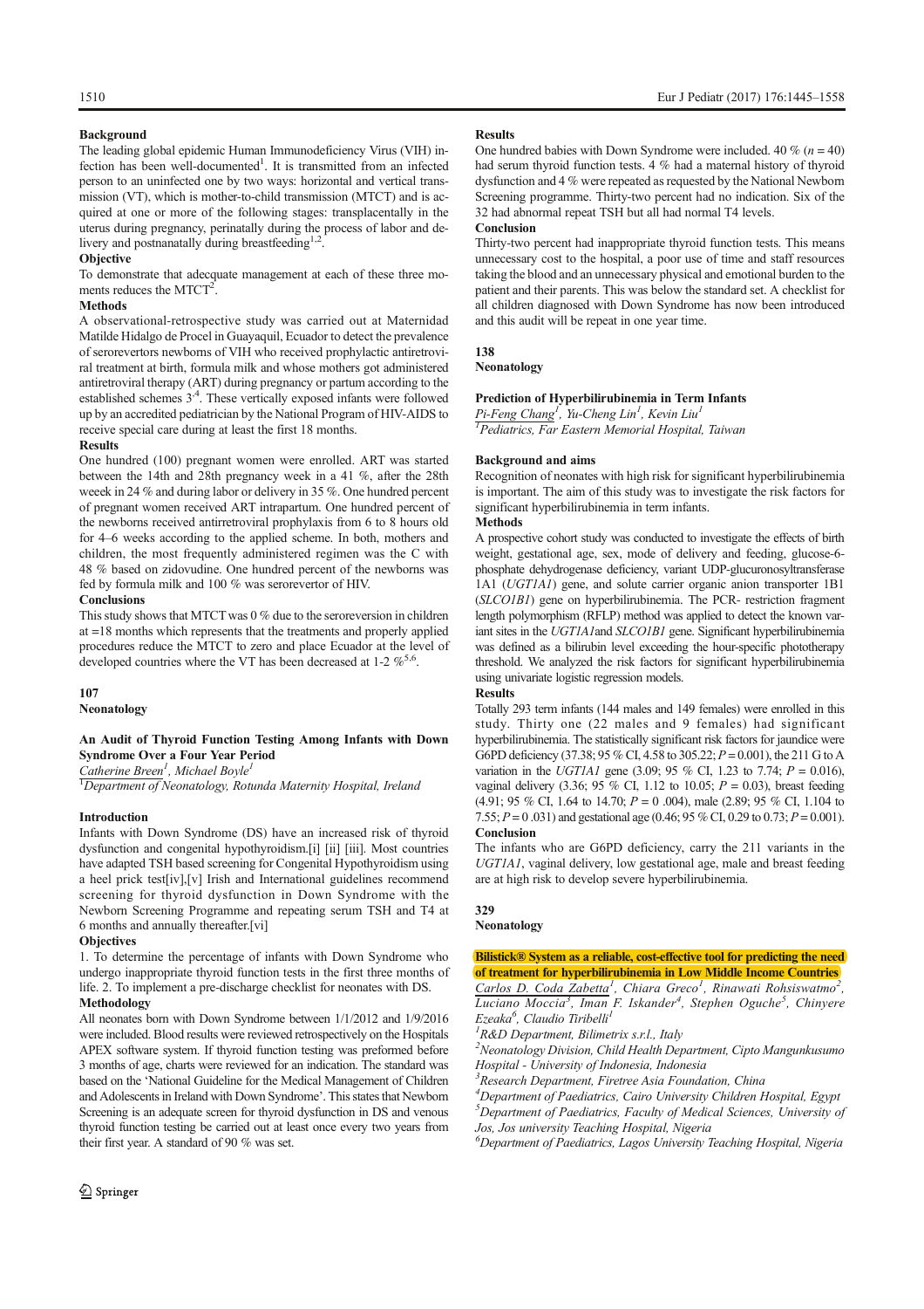### Background

The leading global epidemic Human Immunodeficiency Virus (VIH) infection has been well-documented[1]. It is transmitted from an infected person to an uninfected one by two ways: horizontal and vertical transmission (VT), which is mother-to-child transmission (MTCT) and is acquired at one or more of the following stages: transplacentally in the uterus during pregnancy, perinatally during the process of labor and delivery and postnanatally during breastfeeding[1,2].

### Objective

To demonstrate that adecquate management at each of these three moments reduces the MTCT[2].

### Methods

A observational-retrospective study was carried out at Maternidad Matilde Hidalgo de Procel in Guayaquil, Ecuador to detect the prevalence of serorevertors newborns of VIH who received prophylactic antiretroviral treatment at birth, formula milk and whose mothers got administered antiretroviral therapy (ART) during pregnancy or partum according to the established schemes 3[-4]. These vertically exposed infants were followed up by an accredited pediatrician by the National Program of HIV-AIDS to receive special care during at least the first 18 months.

### Results

One hundred (100) pregnant women were enrolled. ART was started between the 14th and 28th pregnancy week in a 41 %, after the 28th weeek in 24 % and during labor or delivery in 35 %. One hundred percent of pregnant women received ART intrapartum. One hundred percent of the newborns received antirretroviral prophylaxis from 6 to 8 hours old for 4–6 weeks according to the applied scheme. In both, mothers and children, the most frequently administered regimen was the C with 48 % based on zidovudine. One hundred percent of the newborns was fed by formula milk and 100 % was serorevertor of HIV.

### Conclusions

This study shows that MTCT was 0 % due to the seroreversion in children at =18 months which represents that the treatments and properly applied procedures reduce the MTCT to zero and place Ecuador at the level of developed countries where the VT has been decreased at 1-2 %[5,6].

**107**

**Neonatology**

## An Audit of Thyroid Function Testing Among Infants with Down Syndrome Over a Four Year Period

Catherine Breen[1], Michael Boyle[1]

[1]*Department of Neonatology, Rotunda Maternity Hospital, Ireland*

### Introduction

Infants with Down Syndrome (DS) have an increased risk of thyroid dysfunction and congenital hypothyroidism.[i] [ii] [iii]. Most countries have adapted TSH based screening for Congenital Hypothyroidism using a heel prick test[iv],[v] Irish and International guidelines recommend screening for thyroid dysfunction in Down Syndrome with the Newborn Screening Programme and repeating serum TSH and T4 at 6 months and annually thereafter.[vi]

### Objectives

1. To determine the percentage of infants with Down Syndrome who undergo inappropriate thyroid function tests in the first three months of life. 2. To implement a pre-discharge checklist for neonates with DS.

### Methodology

All neonates born with Down Syndrome between 1/1/2012 and 1/9/2016 were included. Blood results were reviewed retrospectively on the Hospitals APEX software system. If thyroid function testing was preformed before 3 months of age, charts were reviewed for an indication. The standard was based on the 'National Guideline for the Medical Management of Children and Adolescents in Ireland with Down Syndrome'. This states that Newborn Screening is an adequate screen for thyroid dysfunction in DS and venous thyroid function testing be carried out at least once every two years from their first year. A standard of 90 % was set.

### Results

One hundred babies with Down Syndrome were included. 40 % ($n = 40$) had serum thyroid function tests. 4 % had a maternal history of thyroid dysfunction and 4 % were repeated as requested by the National Newborn Screening programme. Thirty-two percent had no indication. Six of the 32 had abnormal repeat TSH but all had normal T4 levels.

### Conclusion

Thirty-two percent had inappropriate thyroid function tests. This means unnecessary cost to the hospital, a poor use of time and staff resources taking the blood and an unnecessary physical and emotional burden to the patient and their parents. This was below the standard set. A checklist for all children diagnosed with Down Syndrome has now been introduced and this audit will be repeat in one year time.

**138**

**Neonatology**

## Prediction of Hyperbilirubinemia in Term Infants

Pi-Feng Chang[1], Yu-Cheng Lin[1], Kevin Liu[1]

[1]*Pediatrics, Far Eastern Memorial Hospital, Taiwan*

### Background and aims

Recognition of neonates with high risk for significant hyperbilirubinemia is important. The aim of this study was to investigate the risk factors for significant hyperbilirubinemia in term infants.

### Methods

A prospective cohort study was conducted to investigate the effects of birth weight, gestational age, sex, mode of delivery and feeding, glucose-6-phosphate dehydrogenase deficiency, variant UDP-glucuronosyltransferase 1A1 (*UGT1A1*) gene, and solute carrier organic anion transporter 1B1 (*SLCO1B1*) gene on hyperbilirubinemia. The PCR- restriction fragment length polymorphism (RFLP) method was applied to detect the known variant sites in the *UGT1A1*and *SLCO1B1* gene. Significant hyperbilirubinemia was defined as a bilirubin level exceeding the hour-specific phototherapy threshold. We analyzed the risk factors for significant hyperbilirubinemia using univariate logistic regression models.

### Results

Totally 293 term infants (144 males and 149 females) were enrolled in this study. Thirty one (22 males and 9 females) had significant hyperbilirubinemia. The statistically significant risk factors for jaundice were G6PD deficiency (37.38; 95 % CI, 4.58 to 305.22; $P = 0.001$), the 211 G to A variation in the *UGT1A1* gene (3.09; 95 % CI, 1.23 to 7.74; $P = 0.016$), vaginal delivery (3.36; 95 % CI, 1.12 to 10.05; $P = 0.03$), breast feeding (4.91; 95 % CI, 1.64 to 14.70; $P = 0$ .004), male (2.89; 95 % CI, 1.104 to 7.55; $P = 0$ .031) and gestational age (0.46; 95 % CI, 0.29 to 0.73; $P = 0.001$).

### Conclusion

The infants who are G6PD deficiency, carry the 211 variants in the *UGT1A1*, vaginal delivery, low gestational age, male and breast feeding are at high risk to develop severe hyperbilirubinemia.

**329**

**Neonatology**

## Bilistick® System as a reliable, cost-effective tool for predicting the need of treatment for hyperbilirubinemia in Low Middle Income Countries

Carlos D. Coda Zabetta[1], Chiara Greco[1], Rinawati Rohsiswatmo[2], Luciano Moccia[3], Iman F. Iskander[4], Stephen Oguche[5], Chinyere Ezeaka[6], Claudio Tiribelli[1]

[1]*R&D Department, Bilimetrix s.r.l., Italy*

[2]*Neonatology Division, Child Health Department, Cipto Mangunkusumo Hospital - University of Indonesia, Indonesia*

[3]*Research Department, Firetree Asia Foundation, China*

[4]*Department of Paediatrics, Cairo University Children Hospital, Egypt*

[5]*Department of Paediatrics, Faculty of Medical Sciences, University of Jos, Jos university Teaching Hospital, Nigeria*

[6]*Department of Paediatrics, Lagos University Teaching Hospital, Nigeria*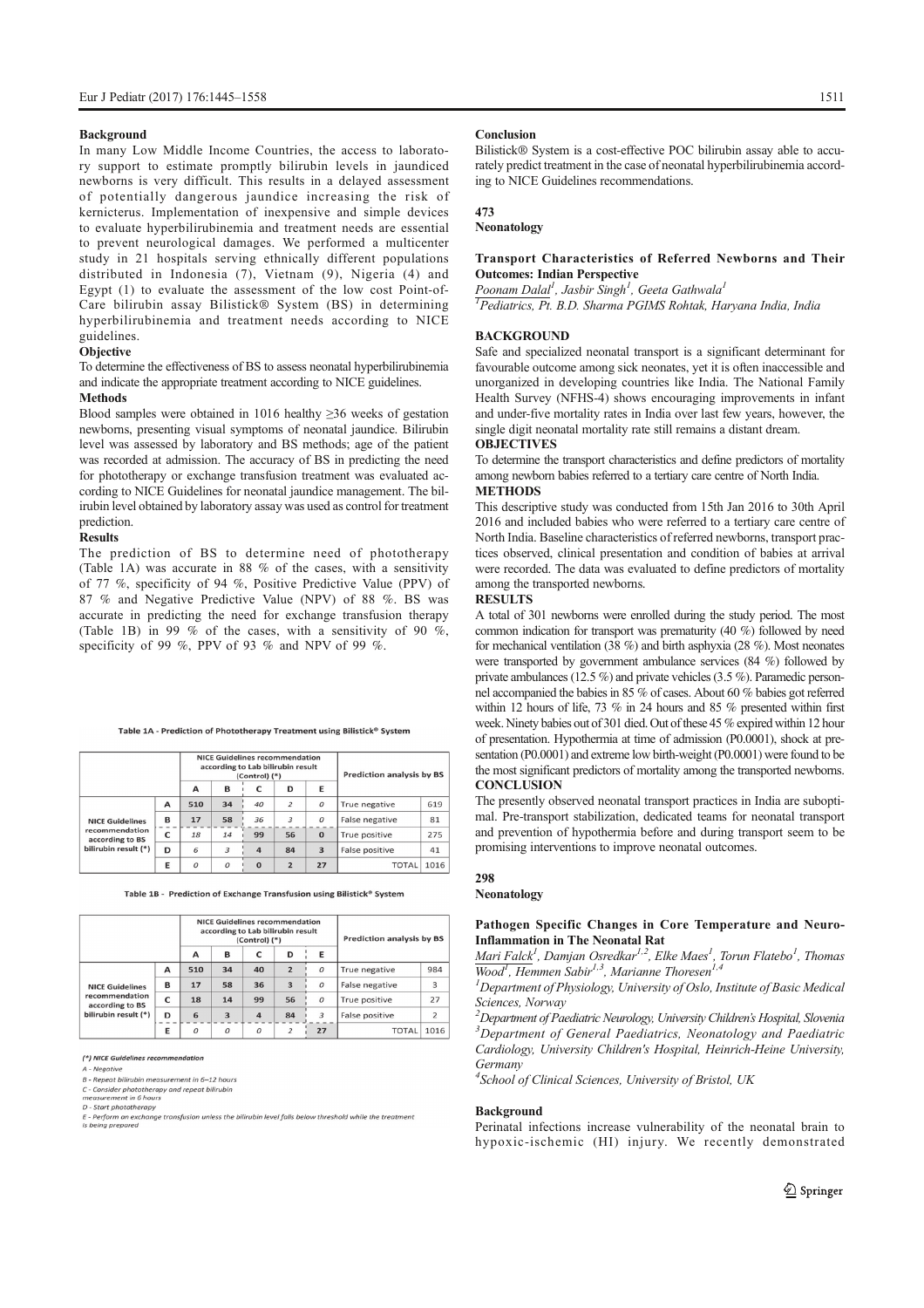**Background**

In many Low Middle Income Countries, the access to laboratory support to estimate promptly bilirubin levels in jaundiced newborns is very difficult. This results in a delayed assessment of potentially dangerous jaundice increasing the risk of kernicterus. Implementation of inexpensive and simple devices to evaluate hyperbilirubinemia and treatment needs are essential to prevent neurological damages. We performed a multicenter study in 21 hospitals serving ethnically different populations distributed in Indonesia (7), Vietnam (9), Nigeria (4) and Egypt (1) to evaluate the assessment of the low cost Point-of-Care bilirubin assay Bilistick® System (BS) in determining hyperbilirubinemia and treatment needs according to NICE guidelines.

**Objective**

To determine the effectiveness of BS to assess neonatal hyperbilirubinemia and indicate the appropriate treatment according to NICE guidelines.

**Methods**

Blood samples were obtained in 1016 healthy ≥36 weeks of gestation newborns, presenting visual symptoms of neonatal jaundice. Bilirubin level was assessed by laboratory and BS methods; age of the patient was recorded at admission. The accuracy of BS in predicting the need for phototherapy or exchange transfusion treatment was evaluated according to NICE Guidelines for neonatal jaundice management. The bilirubin level obtained by laboratory assay was used as control for treatment prediction.

**Results**

The prediction of BS to determine need of phototherapy (Table 1A) was accurate in 88 % of the cases, with a sensitivity of 77 %, specificity of 94 %, Positive Predictive Value (PPV) of 87 % and Negative Predictive Value (NPV) of 88 %. BS was accurate in predicting the need for exchange transfusion therapy (Table 1B) in 99 % of the cases, with a sensitivity of 90 %, specificity of 99 %, PPV of 93 % and NPV of 99 %.

Table 1A - Prediction of Phototherapy Treatment using Bilistick® System

| | | NICE Guidelines recommendation according to Lab bilirubin result (Control) (*) | | | | | Prediction analysis by BS | |
|---|---|---|---|---|---|---|---|---|
| | | A | B | C | D | E | | |
| NICE Guidelines recommendation according to BS bilirubin result (*) | A | 510 | 34 | 40 | 2 | 0 | True negative | 619 |
| | B | 17 | 58 | 36 | 3 | 0 | False negative | 81 |
| | C | 18 | 14 | 99 | 56 | 0 | True positive | 275 |
| | D | 6 | 3 | 4 | 84 | 3 | False positive | 41 |
| | E | 0 | 0 | 0 | 2 | 27 | TOTAL | 1016 |

Table 1B - Prediction of Exchange Transfusion using Bilistick® System

| | | NICE Guidelines recommendation according to Lab bilirubin result (Control) (*) | | | | | Prediction analysis by BS | |
|---|---|---|---|---|---|---|---|---|
| | | A | B | C | D | E | | |
| NICE Guidelines recommendation according to BS bilirubin result (*) | A | 510 | 34 | 40 | 2 | 0 | True negative | 984 |
| | B | 17 | 58 | 36 | 3 | 0 | False negative | 3 |
| | C | 18 | 14 | 99 | 56 | 0 | True positive | 27 |
| | D | 6 | 3 | 4 | 84 | 3 | False positive | 2 |
| | E | 0 | 0 | 0 | 2 | 27 | TOTAL | 1016 |

(*) NICE Guidelines recommendation

A - Negative

B - Repeat bilirubin measurement in 6–12 hours

C - Consider phototherapy and repeat bilirubin measurement in 6 hours

D - Start phototherapy

E - Perform an exchange transfusion unless the bilirubin level falls below threshold while the treatment is being prepared

**Conclusion**

Bilistick® System is a cost-effective POC bilirubin assay able to accurately predict treatment in the case of neonatal hyperbilirubinemia according to NICE Guidelines recommendations.

**473**

**Neonatology**

## Transport Characteristics of Referred Newborns and Their Outcomes: Indian Perspective

Poonam Dalal[1], Jasbir Singh[1], Geeta Gathwala[1]

[1]Pediatrics, Pt. B.D. Sharma PGIMS Rohtak, Haryana India, India

**BACKGROUND**

Safe and specialized neonatal transport is a significant determinant for favourable outcome among sick neonates, yet it is often inaccessible and unorganized in developing countries like India. The National Family Health Survey (NFHS-4) shows encouraging improvements in infant and under-five mortality rates in India over last few years, however, the single digit neonatal mortality rate still remains a distant dream.

**OBJECTIVES**

To determine the transport characteristics and define predictors of mortality among newborn babies referred to a tertiary care centre of North India.

**METHODS**

This descriptive study was conducted from 15th Jan 2016 to 30th April 2016 and included babies who were referred to a tertiary care centre of North India. Baseline characteristics of referred newborns, transport practices observed, clinical presentation and condition of babies at arrival were recorded. The data was evaluated to define predictors of mortality among the transported newborns.

**RESULTS**

A total of 301 newborns were enrolled during the study period. The most common indication for transport was prematurity (40 %) followed by need for mechanical ventilation (38 %) and birth asphyxia (28 %). Most neonates were transported by government ambulance services (84 %) followed by private ambulances (12.5 %) and private vehicles (3.5 %). Paramedic personnel accompanied the babies in 85 % of cases. About 60 % babies got referred within 12 hours of life, 73 % in 24 hours and 85 % presented within first week. Ninety babies out of 301 died. Out of these 45 % expired within 12 hour of presentation. Hypothermia at time of admission (P0.0001), shock at presentation (P0.0001) and extreme low birth-weight (P0.0001) were found to be the most significant predictors of mortality among the transported newborns.

**CONCLUSION**

The presently observed neonatal transport practices in India are suboptimal. Pre-transport stabilization, dedicated teams for neonatal transport and prevention of hypothermia before and during transport seem to be promising interventions to improve neonatal outcomes.

**298**

**Neonatology**

## Pathogen Specific Changes in Core Temperature and Neuro-Inflammation in The Neonatal Rat

Mari Falck[1], Damjan Osredkar[1,2], Elke Maes[1], Torun Flatebo[1], Thomas Wood[1], Hemmen Sabir[1,3], Marianne Thoresen[1,4]

[1]Department of Physiology, University of Oslo, Institute of Basic Medical Sciences, Norway

[2]Department of Paediatric Neurology, University Children's Hospital, Slovenia

[3]Department of General Paediatrics, Neonatology and Paediatric Cardiology, University Children's Hospital, Heinrich-Heine University, Germany

[4]School of Clinical Sciences, University of Bristol, UK

**Background**

Perinatal infections increase vulnerability of the neonatal brain to hypoxic-ischemic (HI) injury. We recently demonstrated